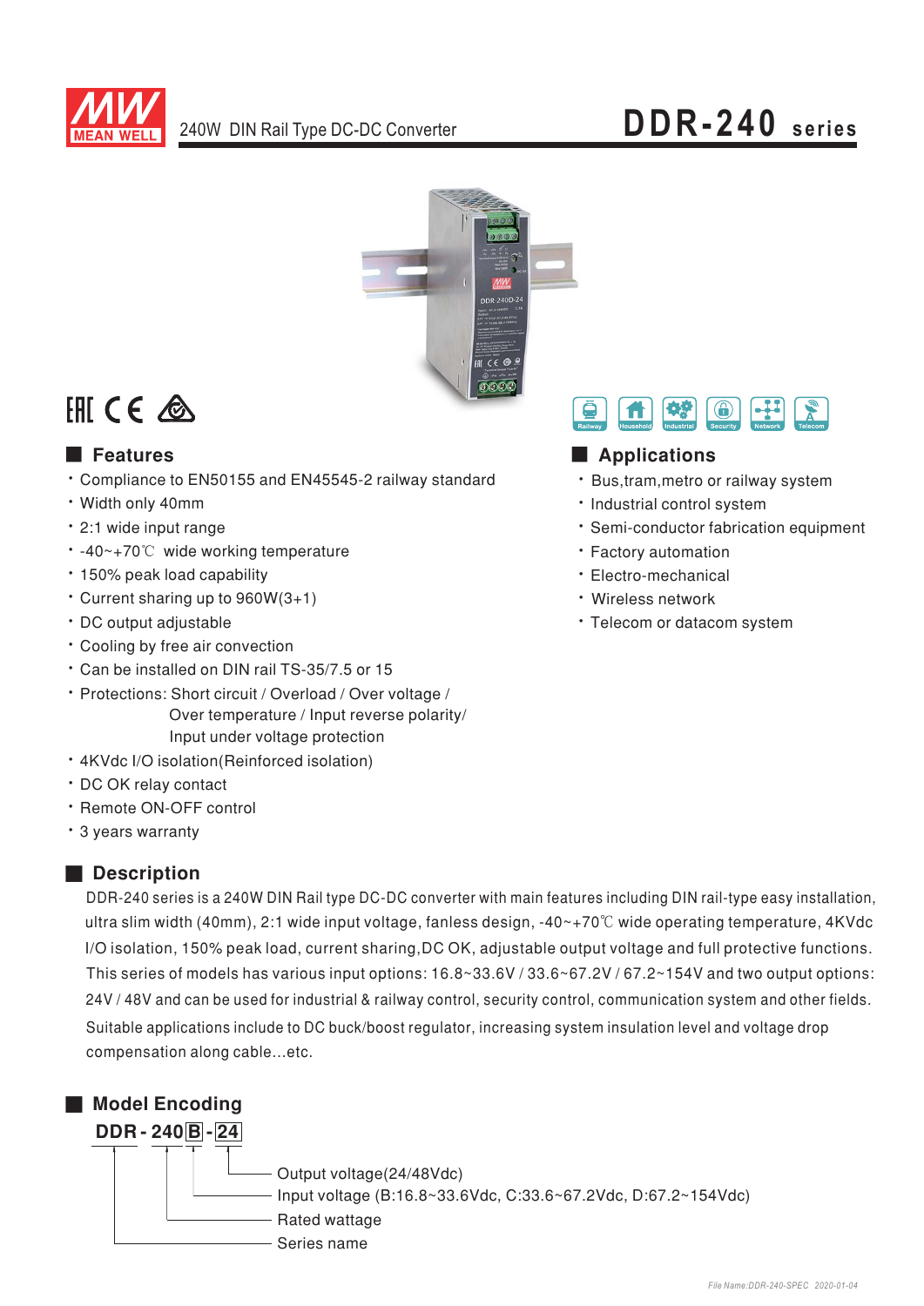MEAN WELL

240W DIN Rail Type DC-DC Converter

# DDR-240 series

Railway Household Industrial Security Network Telecom

## Features

- Compliance to EN50155 and EN45545-2 railway standard
- Width only 40mm
- 2:1 wide input range
- -40~+70℃ wide working temperature
- 150% peak load capability
- Current sharing up to 960W(3+1)
- DC output adjustable
- Cooling by free air convection
- Can be installed on DIN rail TS-35/7.5 or 15
- Protections: Short circuit / Overload / Over voltage / Over temperature / Input reverse polarity/ Input under voltage protection
- 4KVdc I/O isolation(Reinforced isolation)
- DC OK relay contact
- Remote ON-OFF control
- 3 years warranty

## Applications

- Bus,tram,metro or railway system
- Industrial control system
- Semi-conductor fabrication equipment
- Factory automation
- Electro-mechanical
- Wireless network
- Telecom or datacom system

## Description

DDR-240 series is a 240W DIN Rail type DC-DC converter with main features including DIN rail-type easy installation, ultra slim width (40mm), 2:1 wide input voltage, fanless design, -40~+70℃ wide operating temperature, 4KVdc I/O isolation, 150% peak load, current sharing,DC OK, adjustable output voltage and full protective functions. This series of models has various input options: 16.8~33.6V / 33.6~67.2V / 67.2~154V and two output options: 24V / 48V and can be used for industrial & railway control, security control, communication system and other fields. Suitable applications include to DC buck/boost regulator, increasing system insulation level and voltage drop compensation along cable...etc.

## Model Encoding

**DDR - 240 B - 24**

- 24: Output voltage(24/48Vdc)
- B: Input voltage (B:16.8~33.6Vdc, C:33.6~67.2Vdc, D:67.2~154Vdc)
- 240: Rated wattage
- DDR: Series name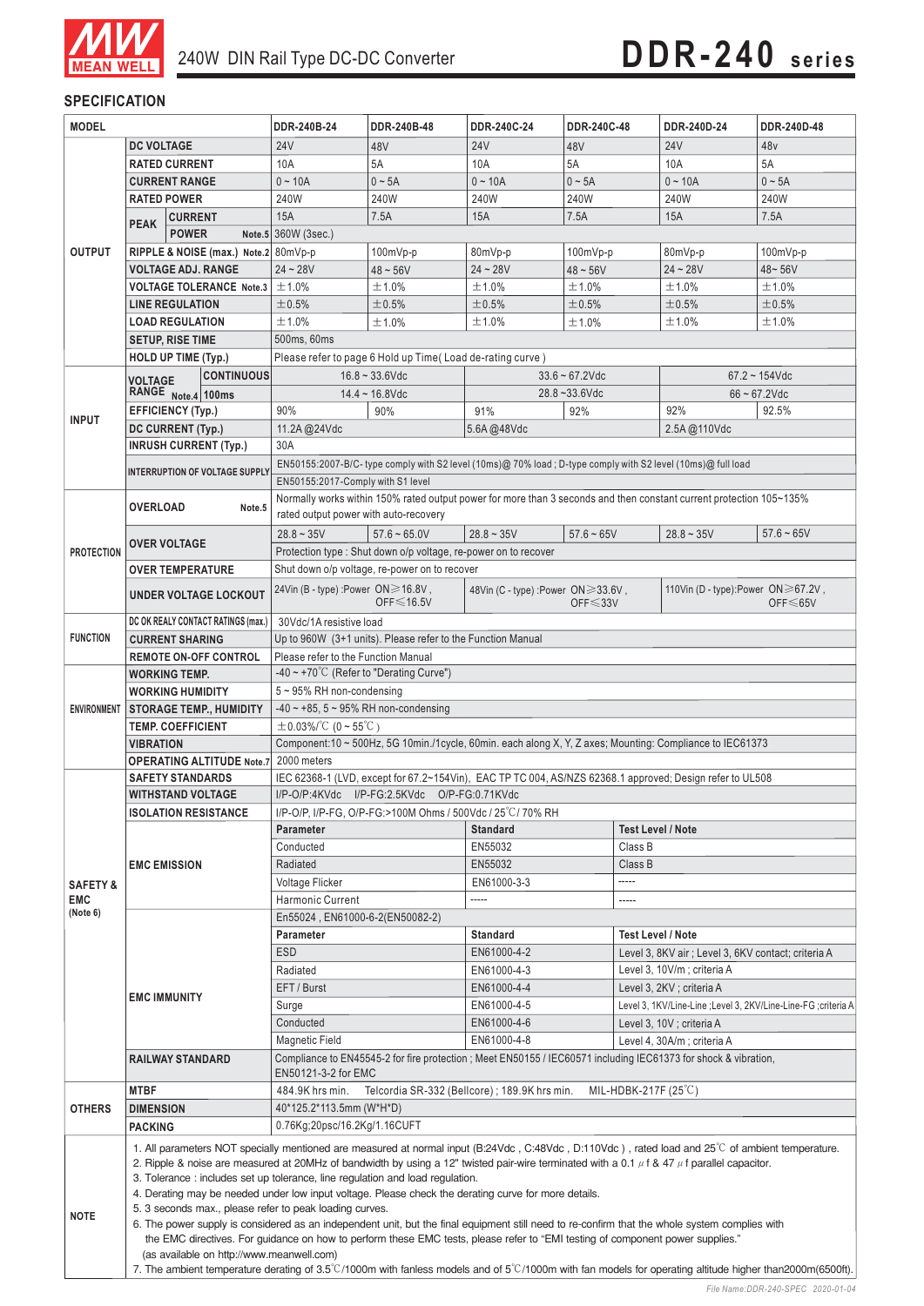# 240W DIN Rail Type DC-DC Converter — DDR-240 series

## SPECIFICATION

| MODEL | | | DDR-240B-24 | DDR-240B-48 | DDR-240C-24 | DDR-240C-48 | DDR-240D-24 | DDR-240D-48 |
|---|---|---|---|---|---|---|---|---|
| OUTPUT | DC VOLTAGE | | 24V | 48V | 24V | 48V | 24V | 48v |
| | RATED CURRENT | | 10A | 5A | 10A | 5A | 10A | 5A |
| | CURRENT RANGE | | 0 ~ 10A | 0 ~ 5A | 0 ~ 10A | 0 ~ 5A | 0 ~ 10A | 0 ~ 5A |
| | RATED POWER | | 240W | 240W | 240W | 240W | 240W | 240W |
| | PEAK | CURRENT | 15A | 7.5A | 15A | 7.5A | 15A | 7.5A |
| | | POWER Note.5 | 360W (3sec.) | | | | | |
| | RIPPLE & NOISE (max.) Note.2 | | 80mVp-p | 100mVp-p | 80mVp-p | 100mVp-p | 80mVp-p | 100mVp-p |
| | VOLTAGE ADJ. RANGE | | 24 ~ 28V | 48 ~ 56V | 24 ~ 28V | 48 ~ 56V | 24 ~ 28V | 48~ 56V |
| | VOLTAGE TOLERANCE Note.3 | | ±1.0% | ±1.0% | ±1.0% | ±1.0% | ±1.0% | ±1.0% |
| | LINE REGULATION | | ±0.5% | ±0.5% | ±0.5% | ±0.5% | ±0.5% | ±0.5% |
| | LOAD REGULATION | | ±1.0% | ±1.0% | ±1.0% | ±1.0% | ±1.0% | ±1.0% |
| | SETUP, RISE TIME | | 500ms, 60ms | | | | | |
| | HOLD UP TIME (Typ.) | | Please refer to page 6 Hold up Time( Load de-rating curve ) | | | | | |
| INPUT | VOLTAGE RANGE Note.4 | CONTINUOUS | 16.8 ~ 33.6Vdc | | 33.6 ~ 67.2Vdc | | 67.2 ~ 154Vdc | |
| | | 100ms | 14.4 ~ 16.8Vdc | | 28.8 ~33.6Vdc | | 66 ~ 67.2Vdc | |
| | EFFICIENCY (Typ.) | | 90% | 90% | 91% | 92% | 92% | 92.5% |
| | DC CURRENT (Typ.) | | 11.2A @24Vdc | | 5.6A @48Vdc | | 2.5A @110Vdc | |
| | INRUSH CURRENT (Typ.) | | 30A | | | | | |
| | INTERRUPTION OF VOLTAGE SUPPLY | | EN50155:2007-B/C- type comply with S2 level (10ms)@ 70% load ; D-type comply with S2 level (10ms)@ full load | | | | | |
| | | | EN50155:2017-Comply with S1 level | | | | | |
| PROTECTION | OVERLOAD Note.5 | | Normally works within 150% rated output power for more than 3 seconds and then constant current protection 105~135% rated output power with auto-recovery | | | | | |
| | OVER VOLTAGE | | 28.8 ~ 35V | 57.6 ~ 65.0V | 28.8 ~ 35V | 57.6 ~ 65V | 28.8 ~ 35V | 57.6 ~ 65V |
| | | | Protection type : Shut down o/p voltage, re-power on to recover | | | | | |
| | OVER TEMPERATURE | | Shut down o/p voltage, re-power on to recover | | | | | |
| | UNDER VOLTAGE LOCKOUT | | 24Vin (B - type) :Power ON≥16.8V , OFF≤16.5V | | 48Vin (C - type) :Power ON≥33.6V , OFF≤33V | | 110Vin (D - type):Power ON≥67.2V , OFF≤65V | |
| FUNCTION | DC OK REALY CONTACT RATINGS (max.) | | 30Vdc/1A resistive load | | | | | |
| | CURRENT SHARING | | Up to 960W (3+1 units). Please refer to the Function Manual | | | | | |
| | REMOTE ON-OFF CONTROL | | Please refer to the Function Manual | | | | | |
| ENVIRONMENT | WORKING TEMP. | | -40 ~ +70℃ (Refer to "Derating Curve") | | | | | |
| | WORKING HUMIDITY | | 5 ~ 95% RH non-condensing | | | | | |
| | STORAGE TEMP., HUMIDITY | | -40 ~ +85, 5 ~ 95% RH non-condensing | | | | | |
| | TEMP. COEFFICIENT | | ±0.03%/℃ (0 ~ 55℃ ) | | | | | |
| | VIBRATION | | Component:10 ~ 500Hz, 5G 10min./1cycle, 60min. each along X, Y, Z axes; Mounting: Compliance to IEC61373 | | | | | |
| | OPERATING ALTITUDE Note.7 | | 2000 meters | | | | | |
| SAFETY & EMC (Note 6) | SAFETY STANDARDS | | IEC 62368-1 (LVD, except for 67.2~154Vin), EAC TP TC 004, AS/NZS 62368.1 approved; Design refer to UL508 | | | | | |
| | WITHSTAND VOLTAGE | | I/P-O/P:4KVdc I/P-FG:2.5KVdc O/P-FG:0.71KVdc | | | | | |
| | ISOLATION RESISTANCE | | I/P-O/P, I/P-FG, O/P-FG:>100M Ohms / 500Vdc / 25℃/ 70% RH | | | | | |
| | EMC EMISSION | | Parameter | | Standard | | Test Level / Note | |
| | | | Conducted | | EN55032 | | Class B | |
| | | | Radiated | | EN55032 | | Class B | |
| | | | Voltage Flicker | | EN61000-3-3 | | ----- | |
| | | | Harmonic Current | | ----- | | ----- | |
| | EMC IMMUNITY | | En55024 , EN61000-6-2(EN50082-2) | | | | | |
| | | | Parameter | | Standard | | Test Level / Note | |
| | | | ESD | | EN61000-4-2 | | Level 3, 8KV air ; Level 3, 6KV contact; criteria A | |
| | | | Radiated | | EN61000-4-3 | | Level 3, 10V/m ; criteria A | |
| | | | EFT / Burst | | EN61000-4-4 | | Level 3, 2KV ; criteria A | |
| | | | Surge | | EN61000-4-5 | | Level 3, 1KV/Line-Line ;Level 3, 2KV/Line-Line-FG ;criteria A | |
| | | | Conducted | | EN61000-4-6 | | Level 3, 10V ; criteria A | |
| | | | Magnetic Field | | EN61000-4-8 | | Level 4, 30A/m ; criteria A | |
| | RAILWAY STANDARD | | Compliance to EN45545-2 for fire protection ; Meet EN50155 / IEC60571 including IEC61373 for shock & vibration, EN50121-3-2 for EMC | | | | | |
| OTHERS | MTBF | | 484.9K hrs min. Telcordia SR-332 (Bellcore) ; 189.9K hrs min. MIL-HDBK-217F (25℃) | | | | | |
| | DIMENSION | | 40*125.2*113.5mm (W*H*D) | | | | | |
| | PACKING | | 0.76Kg;20psc/16.2Kg/1.16CUFT | | | | | |

**NOTE**

1. All parameters NOT specially mentioned are measured at normal input (B:24Vdc , C:48Vdc , D:110Vdc ) , rated load and 25℃ of ambient temperature.
2. Ripple & noise are measured at 20MHz of bandwidth by using a 12" twisted pair-wire terminated with a 0.1 μf & 47 μf parallel capacitor.
3. Tolerance : includes set up tolerance, line regulation and load regulation.
4. Derating may be needed under low input voltage. Please check the derating curve for more details.
5. 3 seconds max., please refer to peak loading curves.
6. The power supply is considered as an independent unit, but the final equipment still need to re-confirm that the whole system complies with the EMC directives. For guidance on how to perform these EMC tests, please refer to "EMI testing of component power supplies." (as available on http://www.meanwell.com)
7. The ambient temperature derating of 3.5℃/1000m with fanless models and of 5℃/1000m with fan models for operating altitude higher than2000m(6500ft).

File Name:DDR-240-SPEC 2020-01-04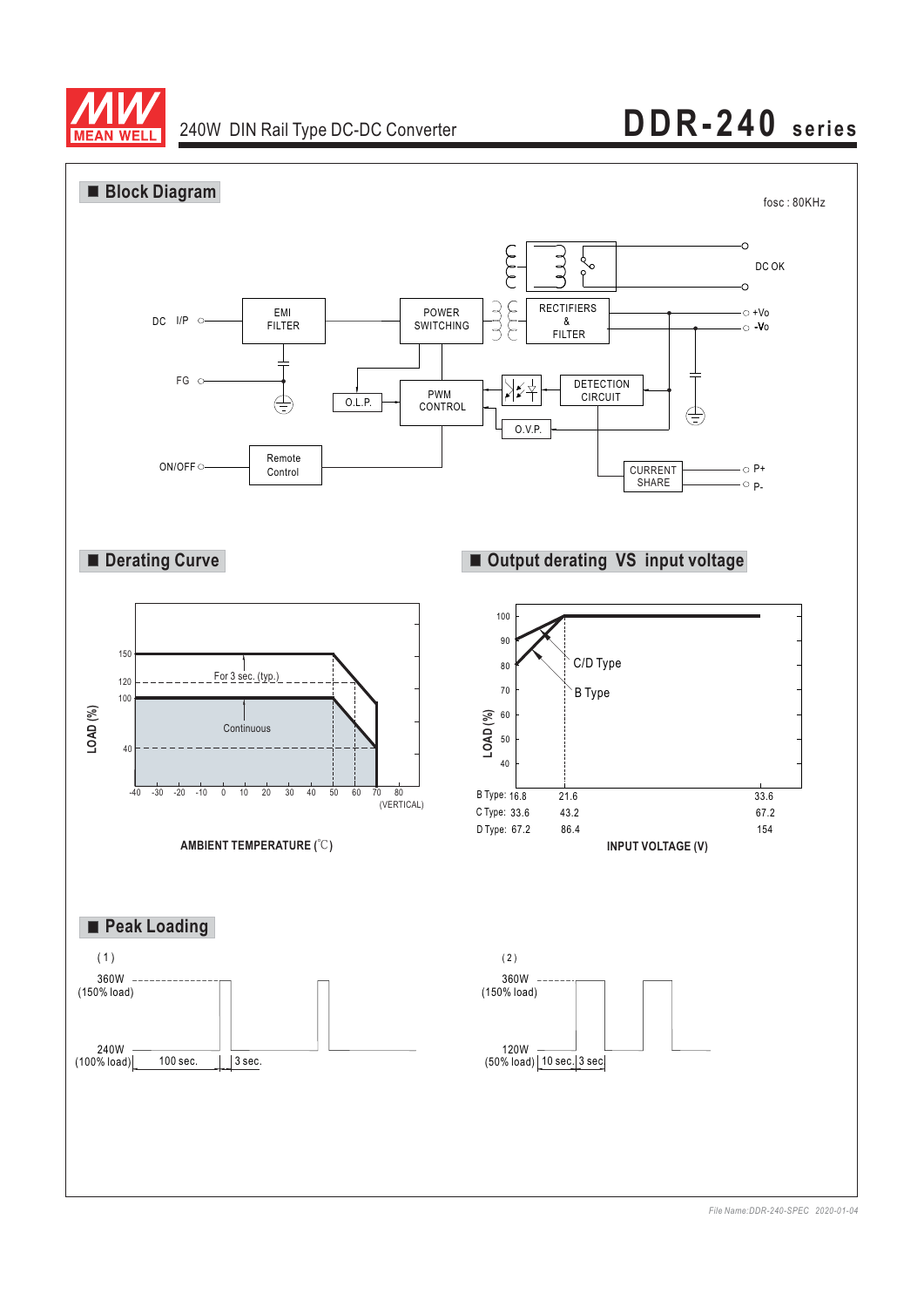# DDR-240 series

240W DIN Rail Type DC-DC Converter

## ■ Block Diagram

fosc : 80KHz

DC I/P, FG, ON/OFF, EMI FILTER, POWER SWITCHING, RECTIFIERS & FILTER, DC OK, +Vo, -Vo, O.L.P., PWM CONTROL, DETECTION CIRCUIT, O.V.P., Remote Control, CURRENT SHARE, P+, P-

## ■ Derating Curve

LOAD (%): 150, 120, 100, 40

For 3 sec. (typ.)

Continuous

-40 -30 -20 -10 0 10 20 30 40 50 60 70 80 (VERTICAL)

AMBIENT TEMPERATURE (℃)

## ■ Output derating VS input voltage

LOAD (%): 100, 90, 80, 70, 60, 50, 40

C/D Type

B Type

| | | |
|---|---|---|
| B Type: 16.8 | 21.6 | 33.6 |
| C Type: 33.6 | 43.2 | 67.2 |
| D Type: 67.2 | 86.4 | 154 |

INPUT VOLTAGE (V)

## ■ Peak Loading

(1)

360W (150% load)

240W (100% load)

100 sec. | 3 sec.

(2)

360W (150% load)

120W (50% load)

10 sec. | 3 sec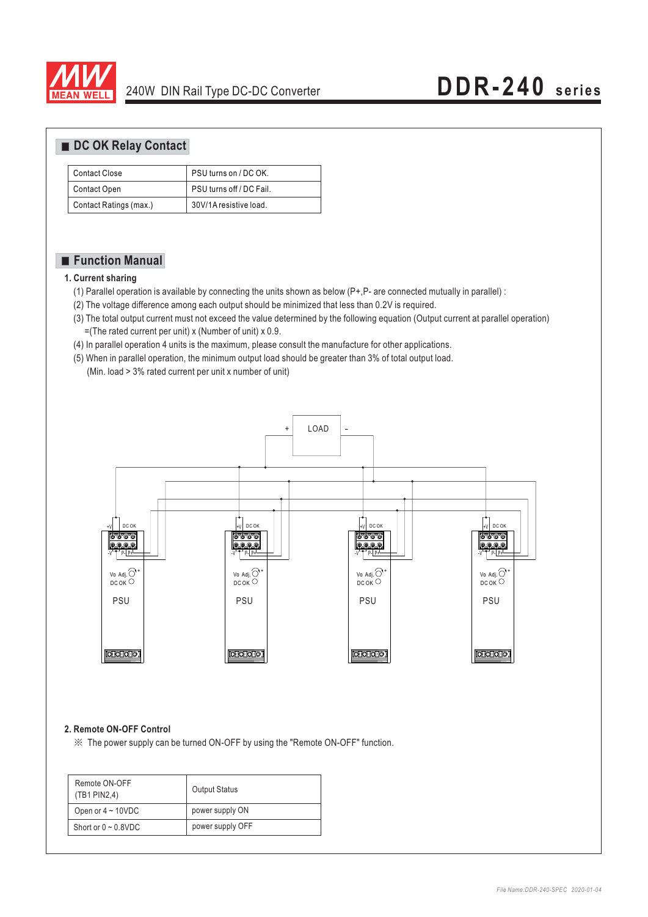## DC OK Relay Contact

| Contact Close | PSU turns on / DC OK. |
|---|---|
| Contact Open | PSU turns off / DC Fail. |
| Contact Ratings (max.) | 30V/1A resistive load. |

## Function Manual

**1. Current sharing**

(1) Parallel operation is available by connecting the units shown as below (P+,P- are connected mutually in parallel) :

(2) The voltage difference among each output should be minimized that less than 0.2V is required.

(3) The total output current must not exceed the value determined by the following equation (Output current at parallel operation) =(The rated current per unit) x (Number of unit) x 0.9.

(4) In parallel operation 4 units is the maximum, please consult the manufacture for other applications.

(5) When in parallel operation, the minimum output load should be greater than 3% of total output load. (Min. load > 3% rated current per unit x number of unit)

**2. Remote ON-OFF Control**

※ The power supply can be turned ON-OFF by using the "Remote ON-OFF" function.

| Remote ON-OFF (TB1 PIN2,4) | Output Status |
|---|---|
| Open or 4 ~ 10VDC | power supply ON |
| Short or 0 ~ 0.8VDC | power supply OFF |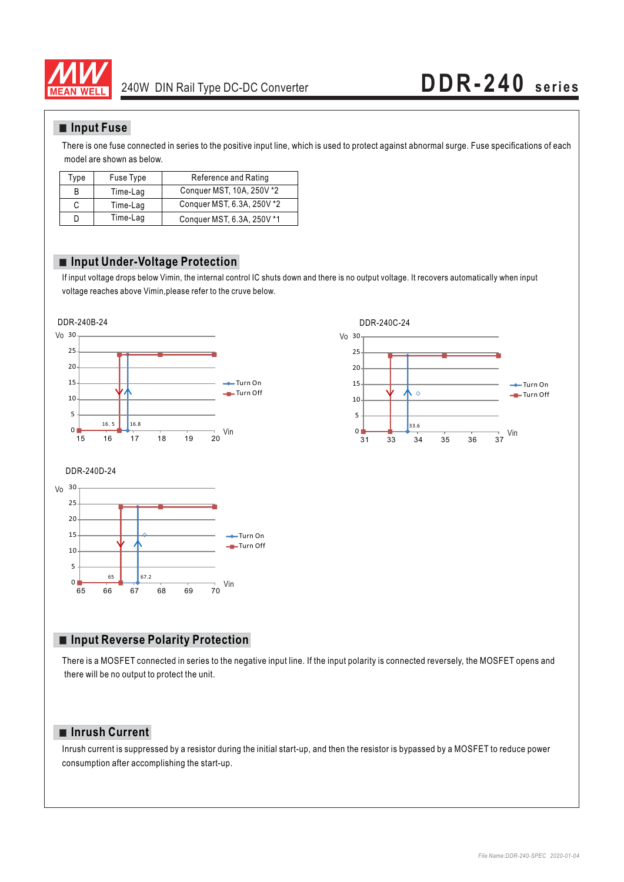## Input Fuse

There is one fuse connected in series to the positive input line, which is used to protect against abnormal surge. Fuse specifications of each model are shown as below.

| Type | Fuse Type | Reference and Rating |
|---|---|---|
| B | Time-Lag | Conquer MST, 10A, 250V *2 |
| C | Time-Lag | Conquer MST, 6.3A, 250V *2 |
| D | Time-Lag | Conquer MST, 6.3A, 250V *1 |

## Input Under-Voltage Protection

If input voltage drops below Vimin, the internal control IC shuts down and there is no output voltage. It recovers automatically when input voltage reaches above Vimin,please refer to the cruve below.

DDR-240B-24

Vo: 0–30; Vin: 15–20. Turn Off at 16.5, Turn On at 16.8.

Legend: Turn On, Turn Off

DDR-240C-24

Vo: 0–30; Vin: 31–37. Turn On at 33.6.

Legend: Turn On, Turn Off

DDR-240D-24

Vo: 0–30; Vin: 65–70. Turn Off at 65, Turn On at 67.2.

Legend: Turn On, Turn Off

## Input Reverse Polarity Protection

There is a MOSFET connected in series to the negative input line. If the input polarity is connected reversely, the MOSFET opens and there will be no output to protect the unit.

## Inrush Current

Inrush current is suppressed by a resistor during the initial start-up, and then the resistor is bypassed by a MOSFET to reduce power consumption after accomplishing the start-up.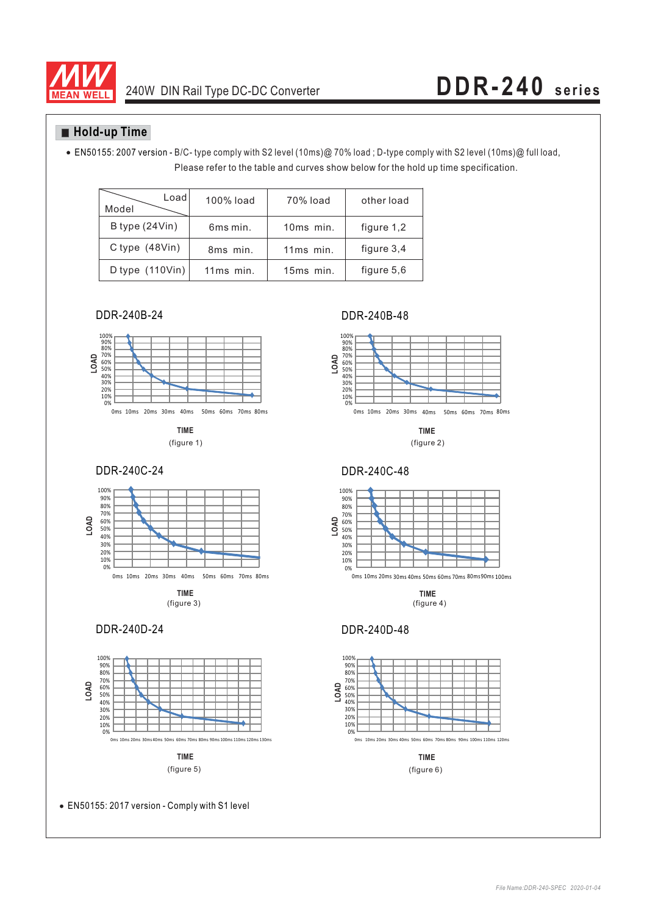## Hold-up Time

- EN50155: 2007 version - B/C- type comply with S2 level (10ms)@ 70% load ; D-type comply with S2 level (10ms)@ full load, Please refer to the table and curves show below for the hold up time specification.

| Model \ Load | 100% load | 70% load | other load |
|---|---|---|---|
| B type (24Vin) | 6ms min. | 10ms min. | figure 1,2 |
| C type (48Vin) | 8ms min. | 11ms min. | figure 3,4 |
| D type (110Vin) | 11ms min. | 15ms min. | figure 5,6 |

DDR-240B-24

(figure 1)

DDR-240B-48

(figure 2)

DDR-240C-24

(figure 3)

DDR-240C-48

(figure 4)

DDR-240D-24

(figure 5)

DDR-240D-48

(figure 6)

- EN50155: 2017 version - Comply with S1 level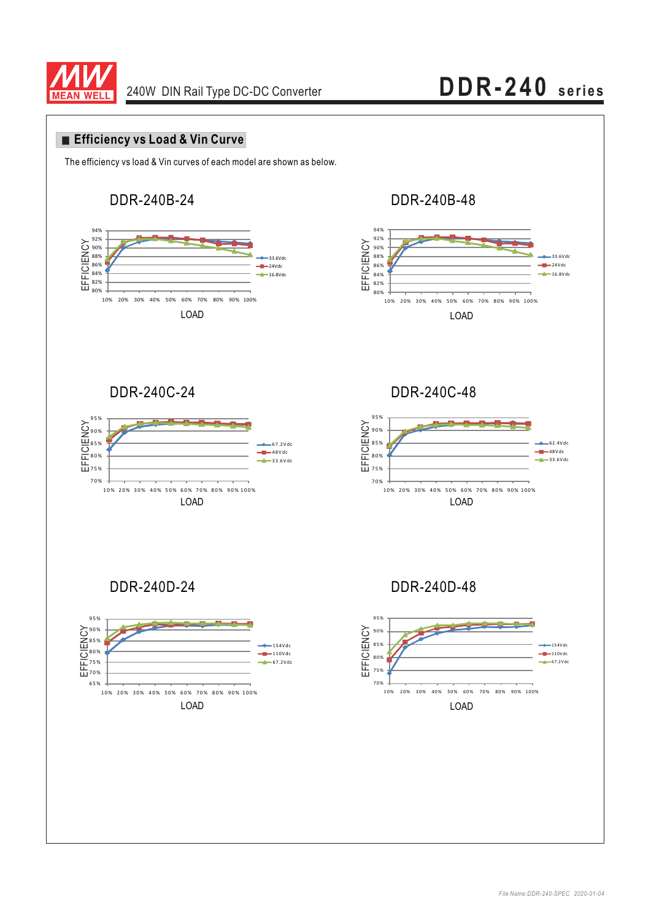## ■ Efficiency vs Load & Vin Curve

The efficiency vs load & Vin curves of each model are shown as below.

### DDR-240B-24

EFFICIENCY (80%–94%) vs LOAD (10%–100%); curves: 33.6Vdc, 24Vdc, 16.8Vdc

### DDR-240B-48

EFFICIENCY (80%–94%) vs LOAD (10%–100%); curves: 33.6Vdc, 24Vdc, 16.8Vdc

### DDR-240C-24

EFFICIENCY (70%–95%) vs LOAD (10%–100%); curves: 67.2Vdc, 48Vdc, 33.6Vdc

### DDR-240C-48

EFFICIENCY (70%–95%) vs LOAD (10%–100%); curves: 62.4Vdc, 48Vdc, 33.6Vdc

### DDR-240D-24

EFFICIENCY (65%–95%) vs LOAD (10%–100%); curves: 154Vdc, 110Vdc, 67.2Vdc

### DDR-240D-48

EFFICIENCY (70%–95%) vs LOAD (10%–100%); curves: 154Vdc, 110Vdc, 67.2Vdc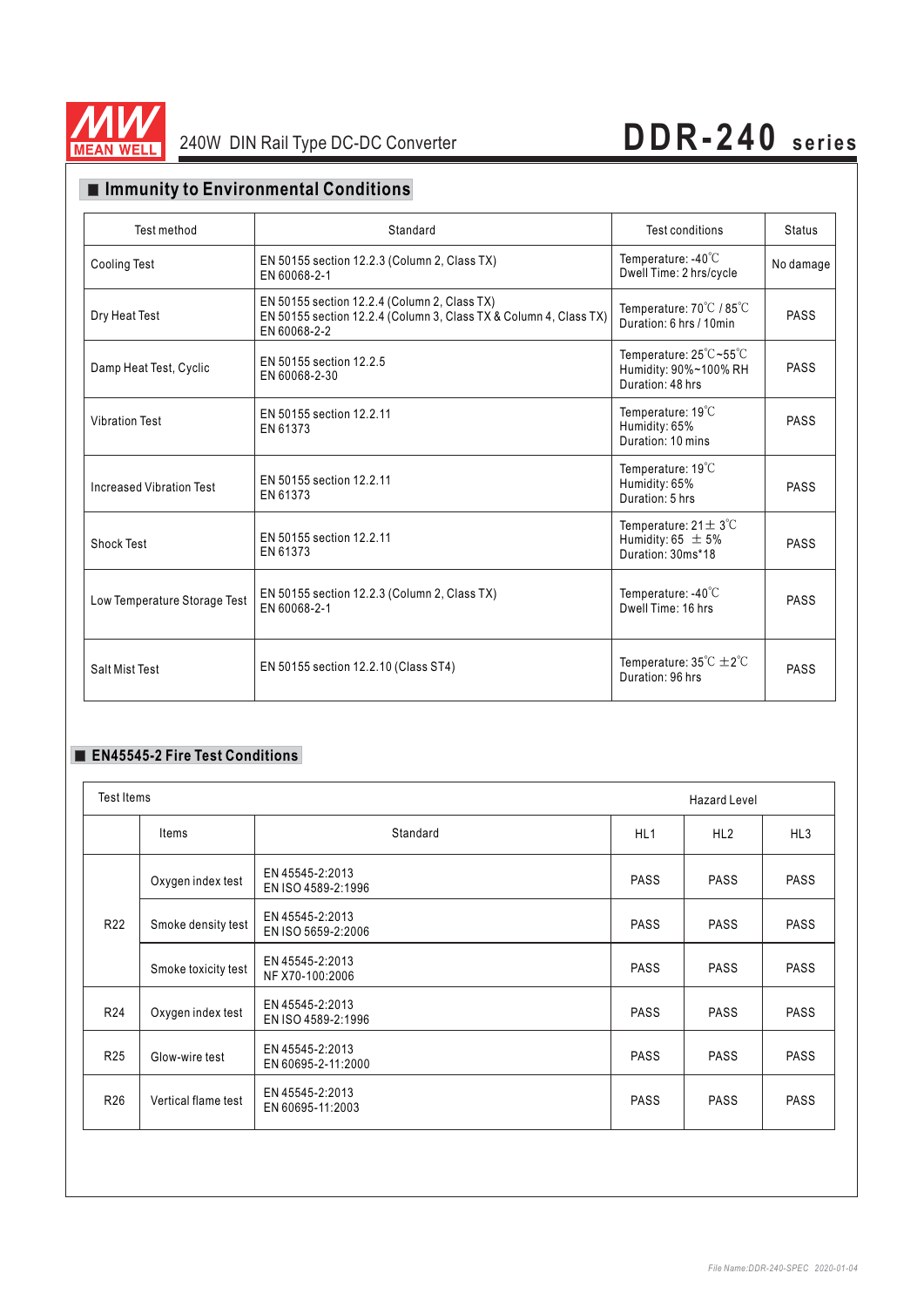## Immunity to Environmental Conditions

| Test method | Standard | Test conditions | Status |
|---|---|---|---|
| Cooling Test | EN 50155 section 12.2.3 (Column 2, Class TX)<br>EN 60068-2-1 | Temperature: -40℃<br>Dwell Time: 2 hrs/cycle | No damage |
| Dry Heat Test | EN 50155 section 12.2.4 (Column 2, Class TX)<br>EN 50155 section 12.2.4 (Column 3, Class TX & Column 4, Class TX)<br>EN 60068-2-2 | Temperature: 70℃ / 85℃<br>Duration: 6 hrs / 10min | PASS |
| Damp Heat Test, Cyclic | EN 50155 section 12.2.5<br>EN 60068-2-30 | Temperature: 25℃~55℃<br>Humidity: 90%~100% RH<br>Duration: 48 hrs | PASS |
| Vibration Test | EN 50155 section 12.2.11<br>EN 61373 | Temperature: 19℃<br>Humidity: 65%<br>Duration: 10 mins | PASS |
| Increased Vibration Test | EN 50155 section 12.2.11<br>EN 61373 | Temperature: 19℃<br>Humidity: 65%<br>Duration: 5 hrs | PASS |
| Shock Test | EN 50155 section 12.2.11<br>EN 61373 | Temperature: 21± 3℃<br>Humidity: 65 ± 5%<br>Duration: 30ms*18 | PASS |
| Low Temperature Storage Test | EN 50155 section 12.2.3 (Column 2, Class TX)<br>EN 60068-2-1 | Temperature: -40℃<br>Dwell Time: 16 hrs | PASS |
| Salt Mist Test | EN 50155 section 12.2.10 (Class ST4) | Temperature: 35℃ ±2℃<br>Duration: 96 hrs | PASS |

## EN45545-2 Fire Test Conditions

| Test Items | | | Hazard Level | | |
|---|---|---|---|---|---|
| | Items | Standard | HL1 | HL2 | HL3 |
| R22 | Oxygen index test | EN 45545-2:2013<br>EN ISO 4589-2:1996 | PASS | PASS | PASS |
| | Smoke density test | EN 45545-2:2013<br>EN ISO 5659-2:2006 | PASS | PASS | PASS |
| | Smoke toxicity test | EN 45545-2:2013<br>NF X70-100:2006 | PASS | PASS | PASS |
| R24 | Oxygen index test | EN 45545-2:2013<br>EN ISO 4589-2:1996 | PASS | PASS | PASS |
| R25 | Glow-wire test | EN 45545-2:2013<br>EN 60695-2-11:2000 | PASS | PASS | PASS |
| R26 | Vertical flame test | EN 45545-2:2013<br>EN 60695-11:2003 | PASS | PASS | PASS |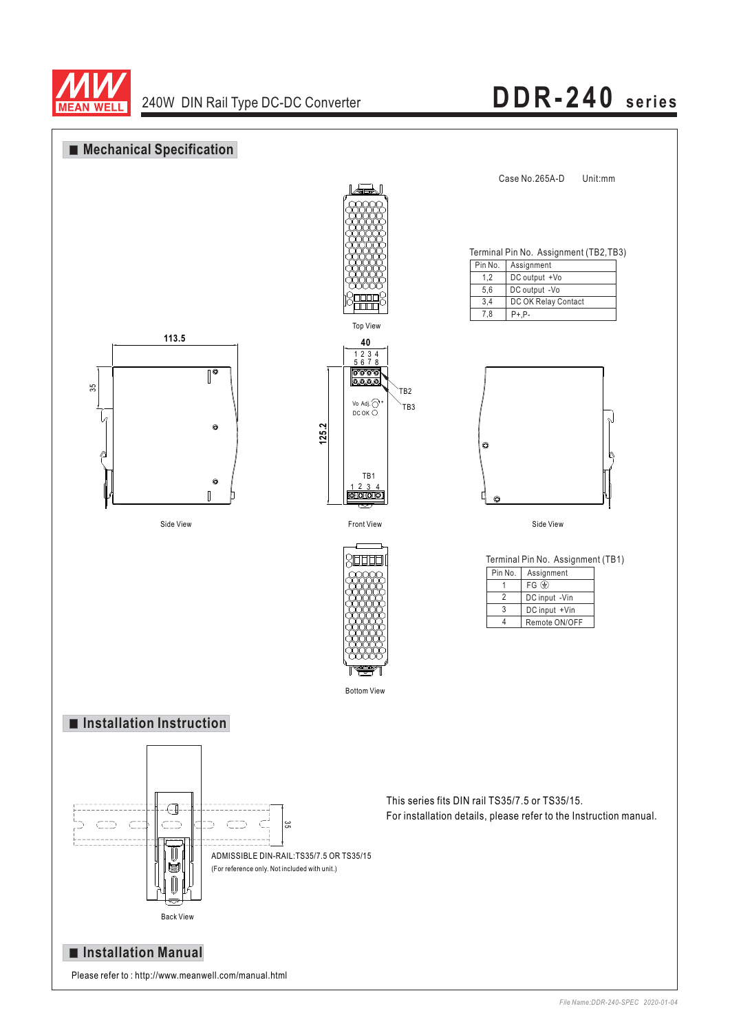## Mechanical Specification

Case No.265A-D    Unit:mm

Terminal Pin No. Assignment (TB2,TB3)

| Pin No. | Assignment |
|---|---|
| 1,2 | DC output +Vo |
| 5,6 | DC output -Vo |
| 3,4 | DC OK Relay Contact |
| 7,8 | P+,P- |

Top View

113.5

35

Side View

40

1 2 3 4
5 6 7 8

TB2

TB3

Vo Adj.

DC OK

125.2

TB1

1 2 3 4

Front View

Side View

Terminal Pin No. Assignment (TB1)

| Pin No. | Assignment |
|---|---|
| 1 | FG ⏚ |
| 2 | DC input -Vin |
| 3 | DC input +Vin |
| 4 | Remote ON/OFF |

Bottom View

## Installation Instruction

35

ADMISSIBLE DIN-RAIL:TS35/7.5 OR TS35/15

(For reference only. Not included with unit.)

Back View

This series fits DIN rail TS35/7.5 or TS35/15.
For installation details, please refer to the Instruction manual.

## Installation Manual

Please refer to : http://www.meanwell.com/manual.html